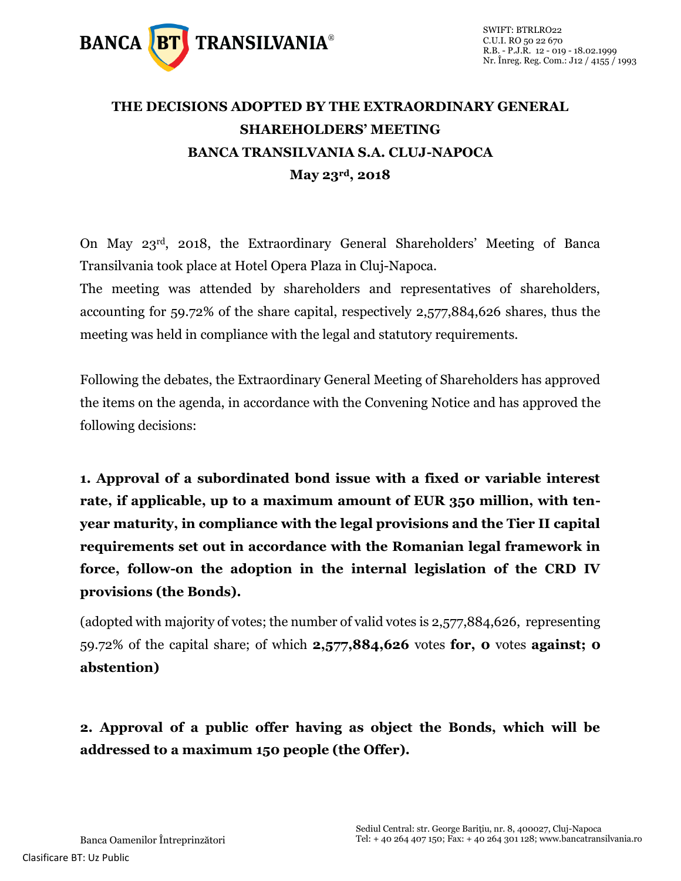# THE DECISIONS ADOPTED BY THE EXTRAORDINARY GENERAL SHAREHOLDERS' MEETING BANCA TRANSILVANIA S.A. CLUJ-NAPOCA May 23rd, 2018

On May 23rd, 2018, the Extraordinary General Shareholders' Meeting of Banca Transilvania took place at Hotel Opera Plaza in Cluj-Napoca.

The meeting was attended by shareholders and representatives of shareholders, accounting for 59.72% of the share capital, respectively 2,577,884,626 shares, thus the meeting was held in compliance with the legal and statutory requirements.

Following the debates, the Extraordinary General Meeting of Shareholders has approved the items on the agenda, in accordance with the Convening Notice and has approved the following decisions:

**1. Approval of a subordinated bond issue with a fixed or variable interest rate, if applicable, up to a maximum amount of EUR 350 million, with ten-year maturity, in compliance with the legal provisions and the Tier II capital requirements set out in accordance with the Romanian legal framework in force, follow-on the adoption in the internal legislation of the CRD IV provisions (the Bonds).**

(adopted with majority of votes; the number of valid votes is 2,577,884,626, representing 59.72% of the capital share; of which **2,577,884,626** votes **for, 0** votes **against; 0 abstention)**

**2. Approval of a public offer having as object the Bonds, which will be addressed to a maximum 150 people (the Offer).**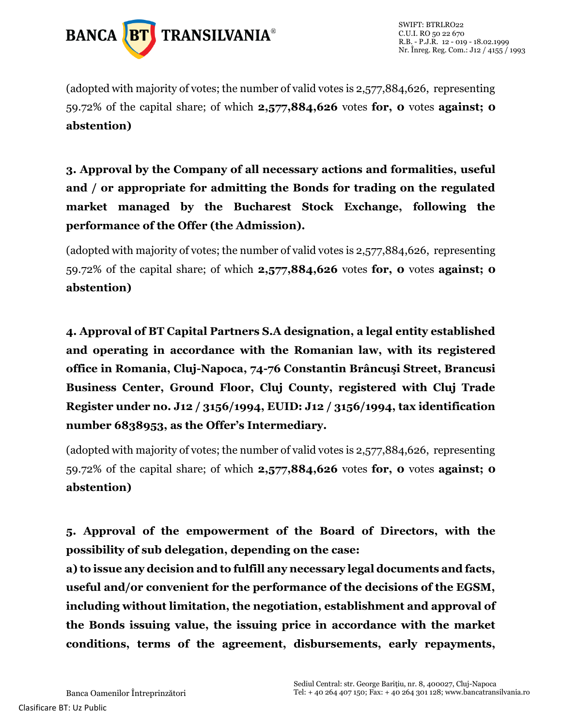(adopted with majority of votes; the number of valid votes is 2,577,884,626, representing 59.72% of the capital share; of which **2,577,884,626** votes **for, 0** votes **against; 0 abstention)**

**3. Approval by the Company of all necessary actions and formalities, useful and / or appropriate for admitting the Bonds for trading on the regulated market managed by the Bucharest Stock Exchange, following the performance of the Offer (the Admission).**

(adopted with majority of votes; the number of valid votes is 2,577,884,626, representing 59.72% of the capital share; of which **2,577,884,626** votes **for, 0** votes **against; 0 abstention)**

**4. Approval of BT Capital Partners S.A designation, a legal entity established and operating in accordance with the Romanian law, with its registered office in Romania, Cluj-Napoca, 74-76 Constantin Brâncuşi Street, Brancusi Business Center, Ground Floor, Cluj County, registered with Cluj Trade Register under no. J12 / 3156/1994, EUID: J12 / 3156/1994, tax identification number 6838953, as the Offer's Intermediary.**

(adopted with majority of votes; the number of valid votes is 2,577,884,626, representing 59.72% of the capital share; of which **2,577,884,626** votes **for, 0** votes **against; 0 abstention)**

**5. Approval of the empowerment of the Board of Directors, with the possibility of sub delegation, depending on the case:**

**a) to issue any decision and to fulfill any necessary legal documents and facts, useful and/or convenient for the performance of the decisions of the EGSM, including without limitation, the negotiation, establishment and approval of the Bonds issuing value, the issuing price in accordance with the market conditions, terms of the agreement, disbursements, early repayments,**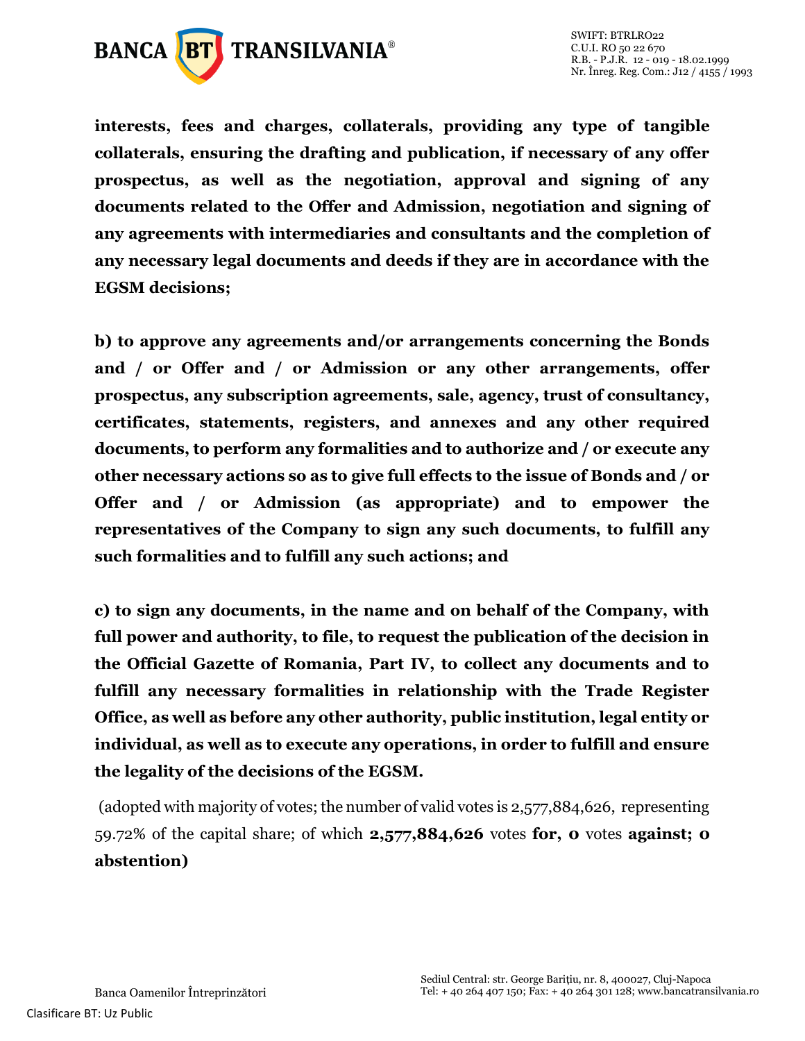**interests, fees and charges, collaterals, providing any type of tangible collaterals, ensuring the drafting and publication, if necessary of any offer prospectus, as well as the negotiation, approval and signing of any documents related to the Offer and Admission, negotiation and signing of any agreements with intermediaries and consultants and the completion of any necessary legal documents and deeds if they are in accordance with the EGSM decisions;**

**b) to approve any agreements and/or arrangements concerning the Bonds and / or Offer and / or Admission or any other arrangements, offer prospectus, any subscription agreements, sale, agency, trust of consultancy, certificates, statements, registers, and annexes and any other required documents, to perform any formalities and to authorize and / or execute any other necessary actions so as to give full effects to the issue of Bonds and / or Offer and / or Admission (as appropriate) and to empower the representatives of the Company to sign any such documents, to fulfill any such formalities and to fulfill any such actions; and**

**c) to sign any documents, in the name and on behalf of the Company, with full power and authority, to file, to request the publication of the decision in the Official Gazette of Romania, Part IV, to collect any documents and to fulfill any necessary formalities in relationship with the Trade Register Office, as well as before any other authority, public institution, legal entity or individual, as well as to execute any operations, in order to fulfill and ensure the legality of the decisions of the EGSM.**

(adopted with majority of votes; the number of valid votes is 2,577,884,626, representing 59.72% of the capital share; of which **2,577,884,626** votes **for, 0** votes **against; 0 abstention)**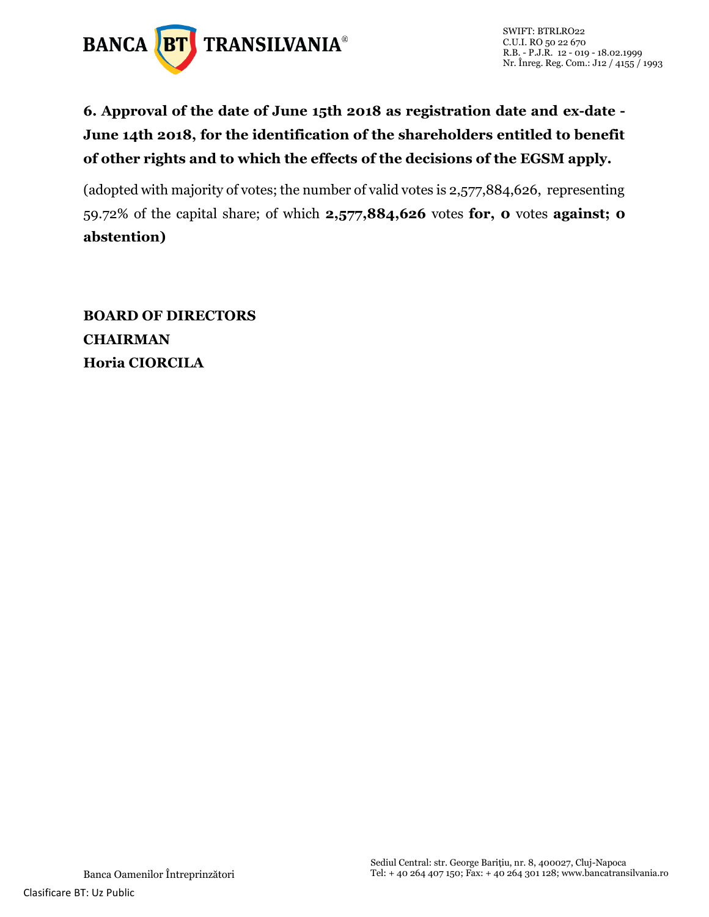**6. Approval of the date of June 15th 2018 as registration date and ex-date - June 14th 2018, for the identification of the shareholders entitled to benefit of other rights and to which the effects of the decisions of the EGSM apply.**

(adopted with majority of votes; the number of valid votes is 2,577,884,626, representing 59.72% of the capital share; of which **2,577,884,626** votes **for, 0** votes **against; 0 abstention)**

**BOARD OF DIRECTORS**
**CHAIRMAN**
**Horia CIORCILA**